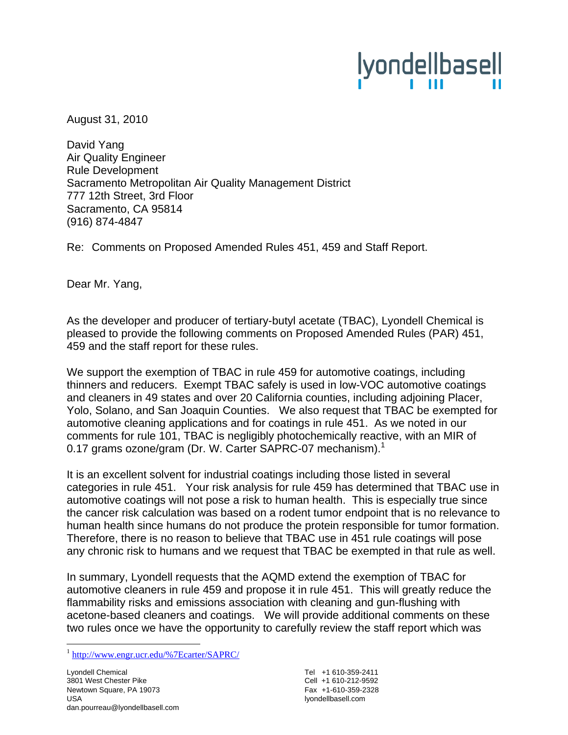lyondellbasell

August 31, 2010

David Yang
Air Quality Engineer
Rule Development
Sacramento Metropolitan Air Quality Management District
777 12th Street, 3rd Floor
Sacramento, CA 95814
(916) 874-4847

Re: Comments on Proposed Amended Rules 451, 459 and Staff Report.

Dear Mr. Yang,

As the developer and producer of tertiary-butyl acetate (TBAC), Lyondell Chemical is pleased to provide the following comments on Proposed Amended Rules (PAR) 451, 459 and the staff report for these rules.

We support the exemption of TBAC in rule 459 for automotive coatings, including thinners and reducers. Exempt TBAC safely is used in low-VOC automotive coatings and cleaners in 49 states and over 20 California counties, including adjoining Placer, Yolo, Solano, and San Joaquin Counties. We also request that TBAC be exempted for automotive cleaning applications and for coatings in rule 451. As we noted in our comments for rule 101, TBAC is negligibly photochemically reactive, with an MIR of 0.17 grams ozone/gram (Dr. W. Carter SAPRC-07 mechanism).[1]

It is an excellent solvent for industrial coatings including those listed in several categories in rule 451. Your risk analysis for rule 459 has determined that TBAC use in automotive coatings will not pose a risk to human health. This is especially true since the cancer risk calculation was based on a rodent tumor endpoint that is no relevance to human health since humans do not produce the protein responsible for tumor formation. Therefore, there is no reason to believe that TBAC use in 451 rule coatings will pose any chronic risk to humans and we request that TBAC be exempted in that rule as well.

In summary, Lyondell requests that the AQMD extend the exemption of TBAC for automotive cleaners in rule 459 and propose it in rule 451. This will greatly reduce the flammability risks and emissions association with cleaning and gun-flushing with acetone-based cleaners and coatings. We will provide additional comments on these two rules once we have the opportunity to carefully review the staff report which was

[1] http://www.engr.ucr.edu/%7Ecarter/SAPRC/

Lyondell Chemical
3801 West Chester Pike
Newtown Square, PA 19073
USA
dan.pourreau@lyondellbasell.com

Tel +1 610-359-2411
Cell +1 610-212-9592
Fax +1-610-359-2328
lyondellbasell.com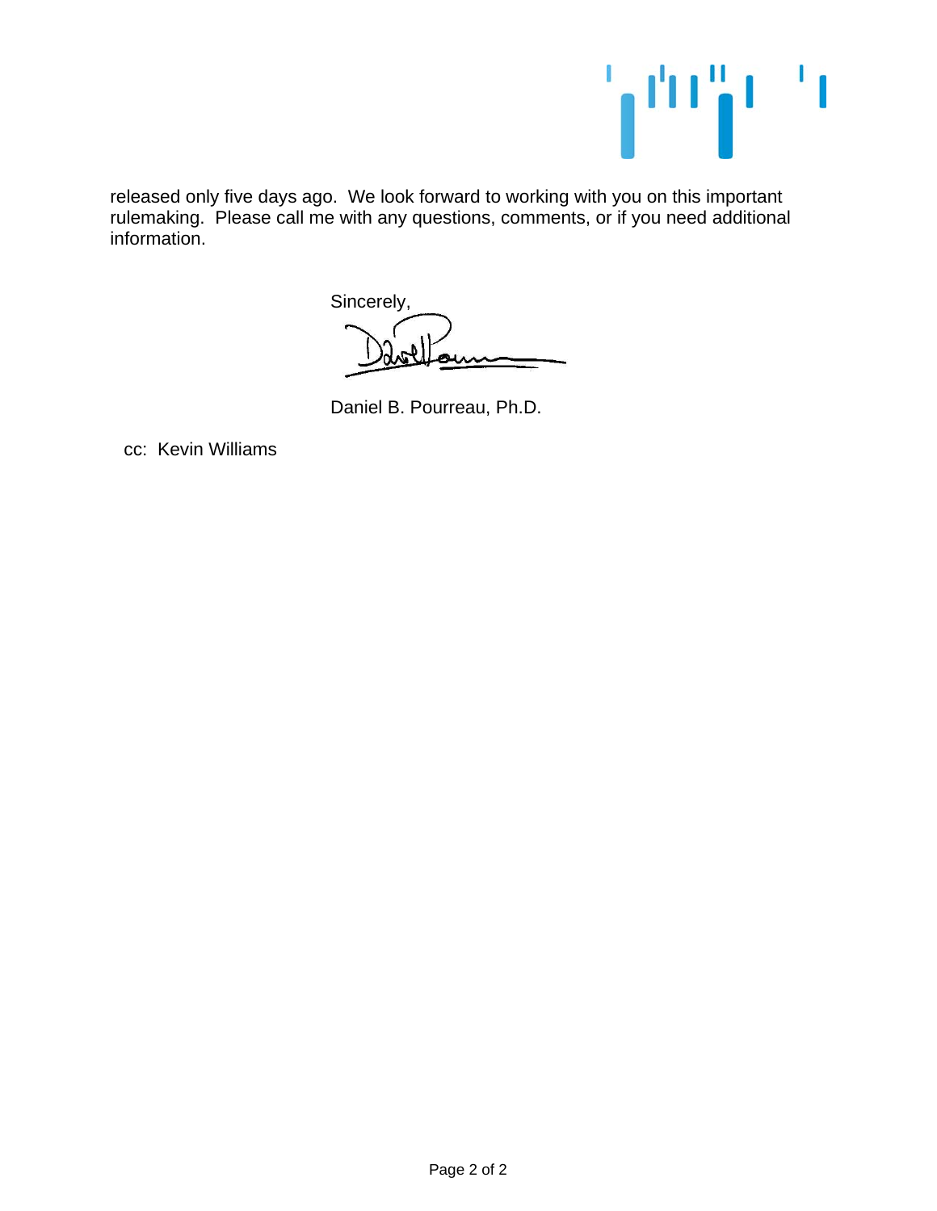released only five days ago. We look forward to working with you on this important rulemaking. Please call me with any questions, comments, or if you need additional information.

Sincerely,

Daniel B. Pourreau, Ph.D.

cc: Kevin Williams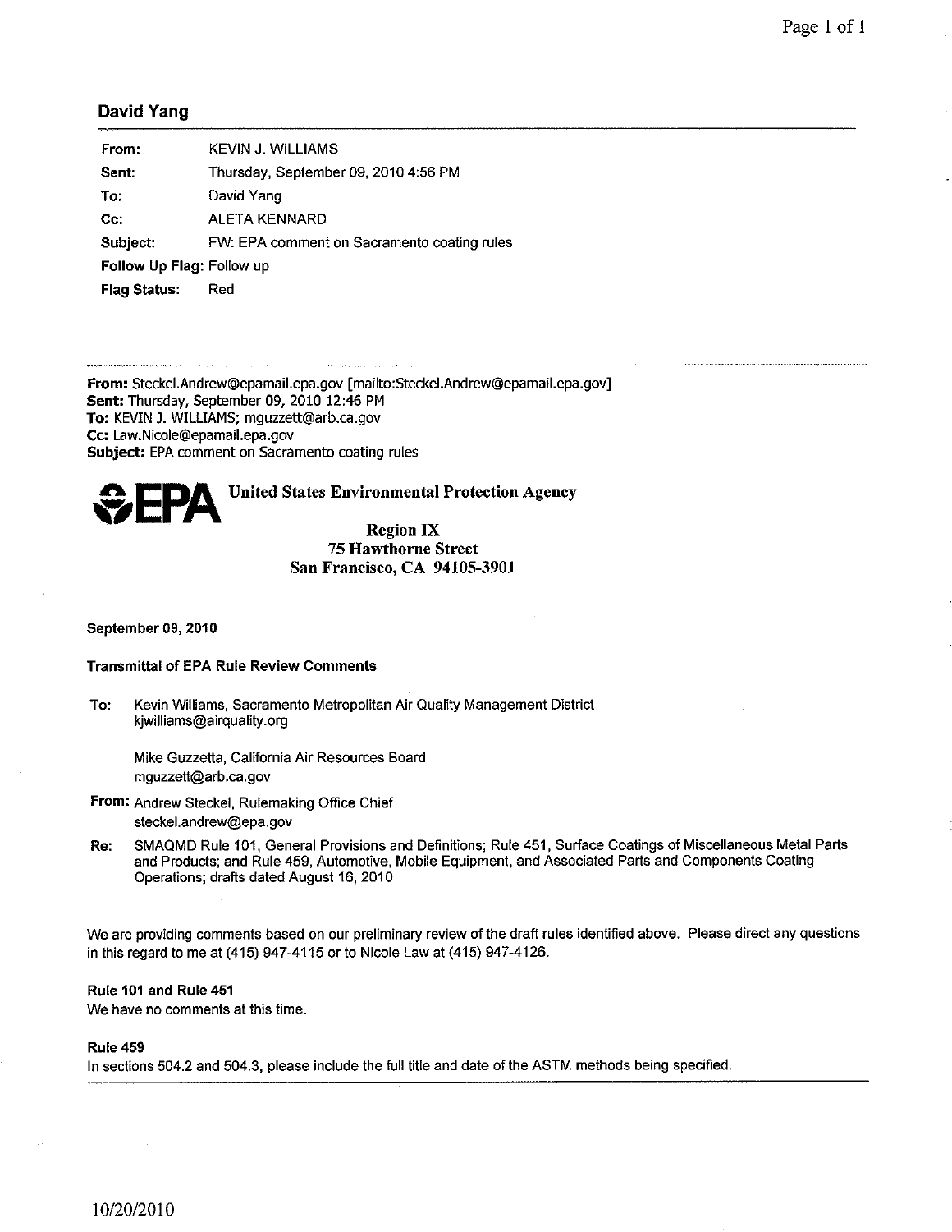**David Yang**

| | |
|---|---|
| **From:** | KEVIN J. WILLIAMS |
| **Sent:** | Thursday, September 09, 2010 4:56 PM |
| **To:** | David Yang |
| **Cc:** | ALETA KENNARD |
| **Subject:** | FW: EPA comment on Sacramento coating rules |
| **Follow Up Flag:** | Follow up |
| **Flag Status:** | Red |

---

**From:** Steckel.Andrew@epamail.epa.gov [mailto:Steckel.Andrew@epamail.epa.gov]
**Sent:** Thursday, September 09, 2010 12:46 PM
**To:** KEVIN J. WILLIAMS; mguzzett@arb.ca.gov
**Cc:** Law.Nicole@epamail.epa.gov
**Subject:** EPA comment on Sacramento coating rules

**EPA United States Environmental Protection Agency**

**Region IX**
**75 Hawthorne Street**
**San Francisco, CA 94105-3901**

**September 09, 2010**

**Transmittal of EPA Rule Review Comments**

**To:** Kevin Williams, Sacramento Metropolitan Air Quality Management District
kjwilliams@airquality.org

Mike Guzzetta, California Air Resources Board
mguzzett@arb.ca.gov

**From:** Andrew Steckel, Rulemaking Office Chief
steckel.andrew@epa.gov

**Re:** SMAQMD Rule 101, General Provisions and Definitions; Rule 451, Surface Coatings of Miscellaneous Metal Parts and Products; and Rule 459, Automotive, Mobile Equipment, and Associated Parts and Components Coating Operations; drafts dated August 16, 2010

We are providing comments based on our preliminary review of the draft rules identified above. Please direct any questions in this regard to me at (415) 947-4115 or to Nicole Law at (415) 947-4126.

**Rule 101 and Rule 451**
We have no comments at this time.

**Rule 459**
In sections 504.2 and 504.3, please include the full title and date of the ASTM methods being specified.

---

10/20/2010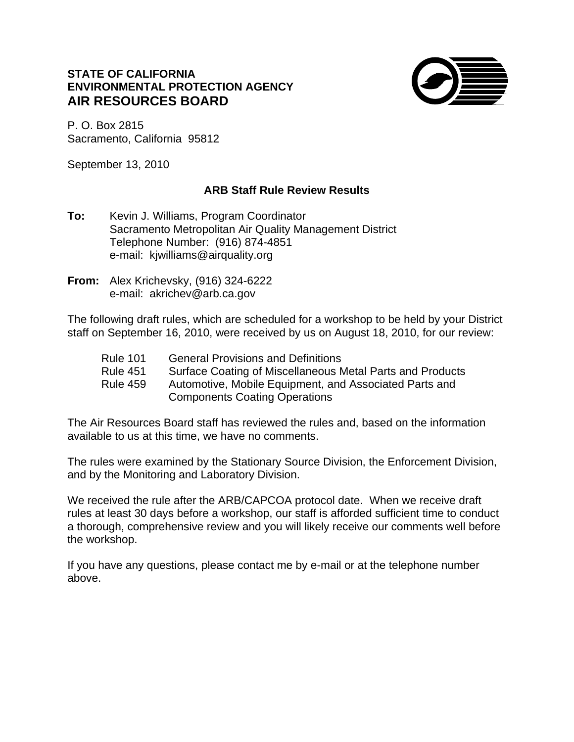**STATE OF CALIFORNIA**
**ENVIRONMENTAL PROTECTION AGENCY**
## AIR RESOURCES BOARD

P. O. Box 2815
Sacramento, California 95812

September 13, 2010

### ARB Staff Rule Review Results

**To:** Kevin J. Williams, Program Coordinator
Sacramento Metropolitan Air Quality Management District
Telephone Number: (916) 874-4851
e-mail: kjwilliams@airquality.org

**From:** Alex Krichevsky, (916) 324-6222
e-mail: akrichev@arb.ca.gov

The following draft rules, which are scheduled for a workshop to be held by your District staff on September 16, 2010, were received by us on August 18, 2010, for our review:

| | |
|---|---|
| Rule 101 | General Provisions and Definitions |
| Rule 451 | Surface Coating of Miscellaneous Metal Parts and Products |
| Rule 459 | Automotive, Mobile Equipment, and Associated Parts and Components Coating Operations |

The Air Resources Board staff has reviewed the rules and, based on the information available to us at this time, we have no comments.

The rules were examined by the Stationary Source Division, the Enforcement Division, and by the Monitoring and Laboratory Division.

We received the rule after the ARB/CAPCOA protocol date. When we receive draft rules at least 30 days before a workshop, our staff is afforded sufficient time to conduct a thorough, comprehensive review and you will likely receive our comments well before the workshop.

If you have any questions, please contact me by e-mail or at the telephone number above.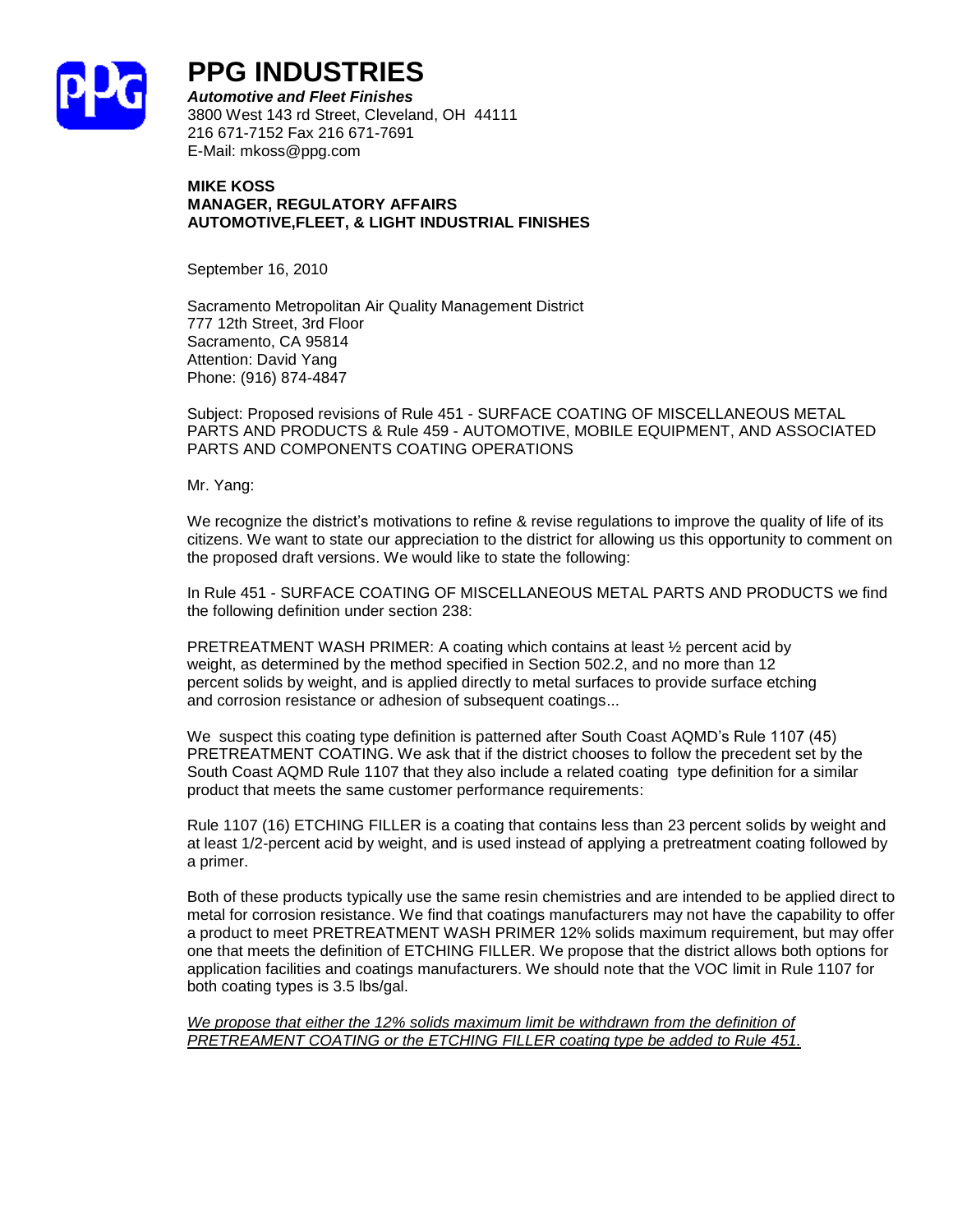# PPG INDUSTRIES

***Automotive and Fleet Finishes***
3800 West 143 rd Street, Cleveland, OH 44111
216 671-7152 Fax 216 671-7691
E-Mail: mkoss@ppg.com

**MIKE KOSS**
**MANAGER, REGULATORY AFFAIRS**
**AUTOMOTIVE,FLEET, & LIGHT INDUSTRIAL FINISHES**

September 16, 2010

Sacramento Metropolitan Air Quality Management District
777 12th Street, 3rd Floor
Sacramento, CA 95814
Attention: David Yang
Phone: (916) 874-4847

Subject: Proposed revisions of Rule 451 - SURFACE COATING OF MISCELLANEOUS METAL PARTS AND PRODUCTS & Rule 459 - AUTOMOTIVE, MOBILE EQUIPMENT, AND ASSOCIATED PARTS AND COMPONENTS COATING OPERATIONS

Mr. Yang:

We recognize the district's motivations to refine & revise regulations to improve the quality of life of its citizens. We want to state our appreciation to the district for allowing us this opportunity to comment on the proposed draft versions. We would like to state the following:

In Rule 451 - SURFACE COATING OF MISCELLANEOUS METAL PARTS AND PRODUCTS we find the following definition under section 238:

PRETREATMENT WASH PRIMER: A coating which contains at least ½ percent acid by weight, as determined by the method specified in Section 502.2, and no more than 12 percent solids by weight, and is applied directly to metal surfaces to provide surface etching and corrosion resistance or adhesion of subsequent coatings...

We suspect this coating type definition is patterned after South Coast AQMD's Rule 1107 (45) PRETREATMENT COATING. We ask that if the district chooses to follow the precedent set by the South Coast AQMD Rule 1107 that they also include a related coating type definition for a similar product that meets the same customer performance requirements:

Rule 1107 (16) ETCHING FILLER is a coating that contains less than 23 percent solids by weight and at least 1/2-percent acid by weight, and is used instead of applying a pretreatment coating followed by a primer.

Both of these products typically use the same resin chemistries and are intended to be applied direct to metal for corrosion resistance. We find that coatings manufacturers may not have the capability to offer a product to meet PRETREATMENT WASH PRIMER 12% solids maximum requirement, but may offer one that meets the definition of ETCHING FILLER. We propose that the district allows both options for application facilities and coatings manufacturers. We should note that the VOC limit in Rule 1107 for both coating types is 3.5 lbs/gal.

<u>*We propose that either the 12% solids maximum limit be withdrawn from the definition of PRETREAMENT COATING or the ETCHING FILLER coating type be added to Rule 451.*</u>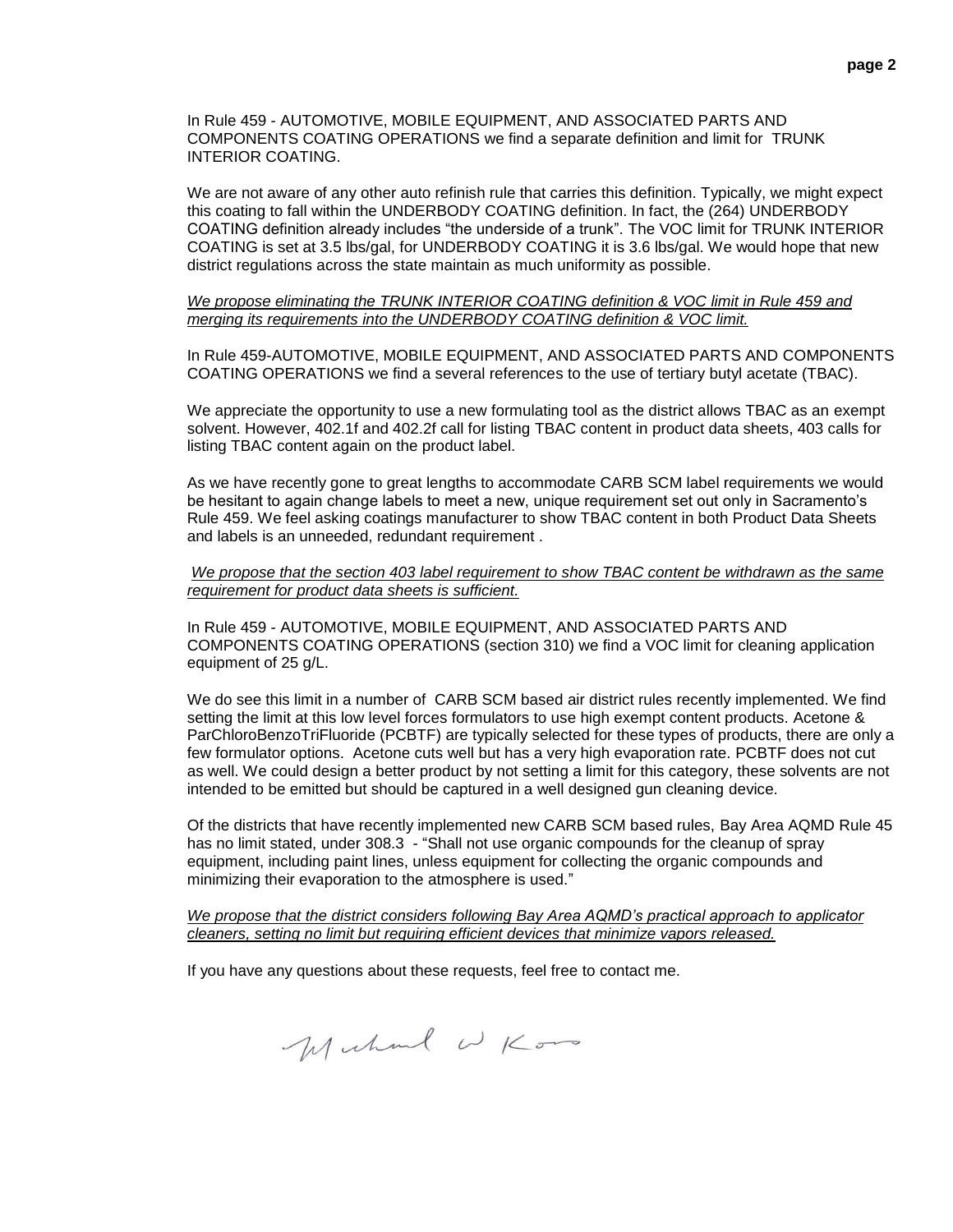In Rule 459 - AUTOMOTIVE, MOBILE EQUIPMENT, AND ASSOCIATED PARTS AND COMPONENTS COATING OPERATIONS we find a separate definition and limit for TRUNK INTERIOR COATING.

We are not aware of any other auto refinish rule that carries this definition. Typically, we might expect this coating to fall within the UNDERBODY COATING definition. In fact, the (264) UNDERBODY COATING definition already includes "the underside of a trunk". The VOC limit for TRUNK INTERIOR COATING is set at 3.5 lbs/gal, for UNDERBODY COATING it is 3.6 lbs/gal. We would hope that new district regulations across the state maintain as much uniformity as possible.

*We propose eliminating the TRUNK INTERIOR COATING definition & VOC limit in Rule 459 and merging its requirements into the UNDERBODY COATING definition & VOC limit.*

In Rule 459-AUTOMOTIVE, MOBILE EQUIPMENT, AND ASSOCIATED PARTS AND COMPONENTS COATING OPERATIONS we find a several references to the use of tertiary butyl acetate (TBAC).

We appreciate the opportunity to use a new formulating tool as the district allows TBAC as an exempt solvent. However, 402.1f and 402.2f call for listing TBAC content in product data sheets, 403 calls for listing TBAC content again on the product label.

As we have recently gone to great lengths to accommodate CARB SCM label requirements we would be hesitant to again change labels to meet a new, unique requirement set out only in Sacramento's Rule 459. We feel asking coatings manufacturer to show TBAC content in both Product Data Sheets and labels is an unneeded, redundant requirement .

*We propose that the section 403 label requirement to show TBAC content be withdrawn as the same requirement for product data sheets is sufficient.*

In Rule 459 - AUTOMOTIVE, MOBILE EQUIPMENT, AND ASSOCIATED PARTS AND COMPONENTS COATING OPERATIONS (section 310) we find a VOC limit for cleaning application equipment of 25 g/L.

We do see this limit in a number of CARB SCM based air district rules recently implemented. We find setting the limit at this low level forces formulators to use high exempt content products. Acetone & ParChloroBenzoTriFluoride (PCBTF) are typically selected for these types of products, there are only a few formulator options. Acetone cuts well but has a very high evaporation rate. PCBTF does not cut as well. We could design a better product by not setting a limit for this category, these solvents are not intended to be emitted but should be captured in a well designed gun cleaning device.

Of the districts that have recently implemented new CARB SCM based rules, Bay Area AQMD Rule 45 has no limit stated, under 308.3 - "Shall not use organic compounds for the cleanup of spray equipment, including paint lines, unless equipment for collecting the organic compounds and minimizing their evaporation to the atmosphere is used."

*We propose that the district considers following Bay Area AQMD's practical approach to applicator cleaners, setting no limit but requiring efficient devices that minimize vapors released.*

If you have any questions about these requests, feel free to contact me.

Michael W Koos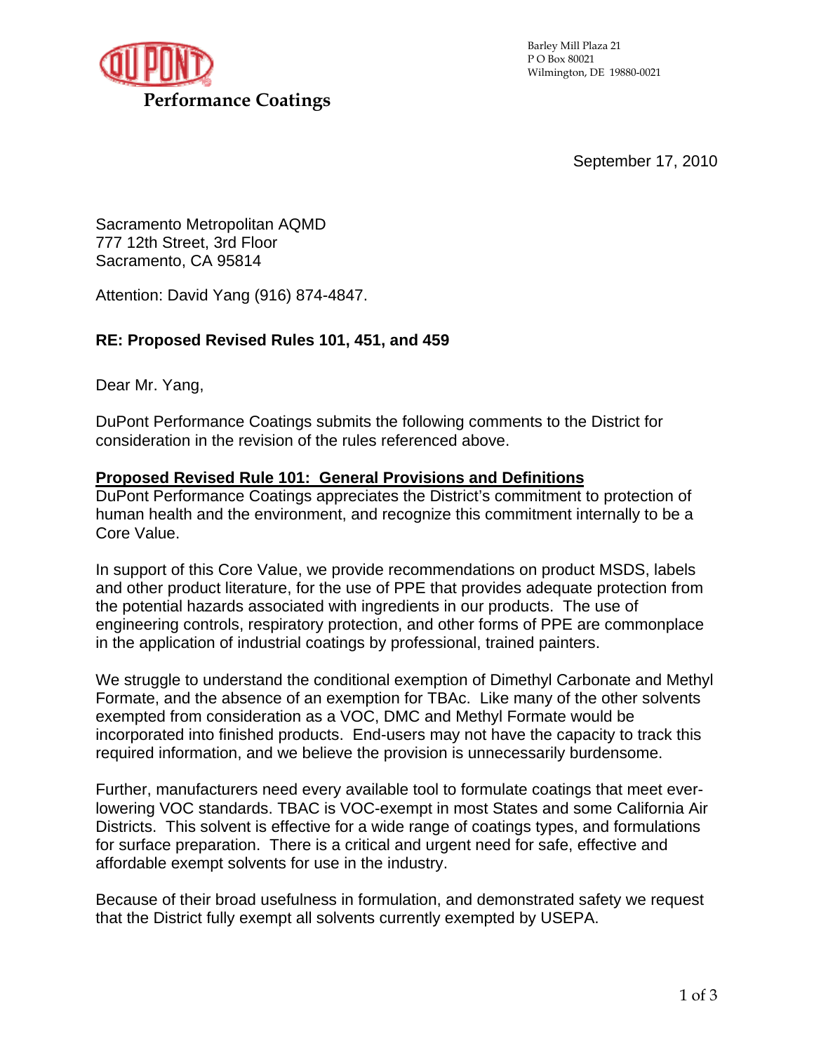DuPont

**Performance Coatings**

Barley Mill Plaza 21
P O Box 80021
Wilmington, DE 19880-0021

September 17, 2010

Sacramento Metropolitan AQMD
777 12th Street, 3rd Floor
Sacramento, CA 95814

Attention: David Yang (916) 874-4847.

**RE: Proposed Revised Rules 101, 451, and 459**

Dear Mr. Yang,

DuPont Performance Coatings submits the following comments to the District for consideration in the revision of the rules referenced above.

**Proposed Revised Rule 101: General Provisions and Definitions**

DuPont Performance Coatings appreciates the District's commitment to protection of human health and the environment, and recognize this commitment internally to be a Core Value.

In support of this Core Value, we provide recommendations on product MSDS, labels and other product literature, for the use of PPE that provides adequate protection from the potential hazards associated with ingredients in our products. The use of engineering controls, respiratory protection, and other forms of PPE are commonplace in the application of industrial coatings by professional, trained painters.

We struggle to understand the conditional exemption of Dimethyl Carbonate and Methyl Formate, and the absence of an exemption for TBAc. Like many of the other solvents exempted from consideration as a VOC, DMC and Methyl Formate would be incorporated into finished products. End-users may not have the capacity to track this required information, and we believe the provision is unnecessarily burdensome.

Further, manufacturers need every available tool to formulate coatings that meet ever-lowering VOC standards. TBAC is VOC-exempt in most States and some California Air Districts. This solvent is effective for a wide range of coatings types, and formulations for surface preparation. There is a critical and urgent need for safe, effective and affordable exempt solvents for use in the industry.

Because of their broad usefulness in formulation, and demonstrated safety we request that the District fully exempt all solvents currently exempted by USEPA.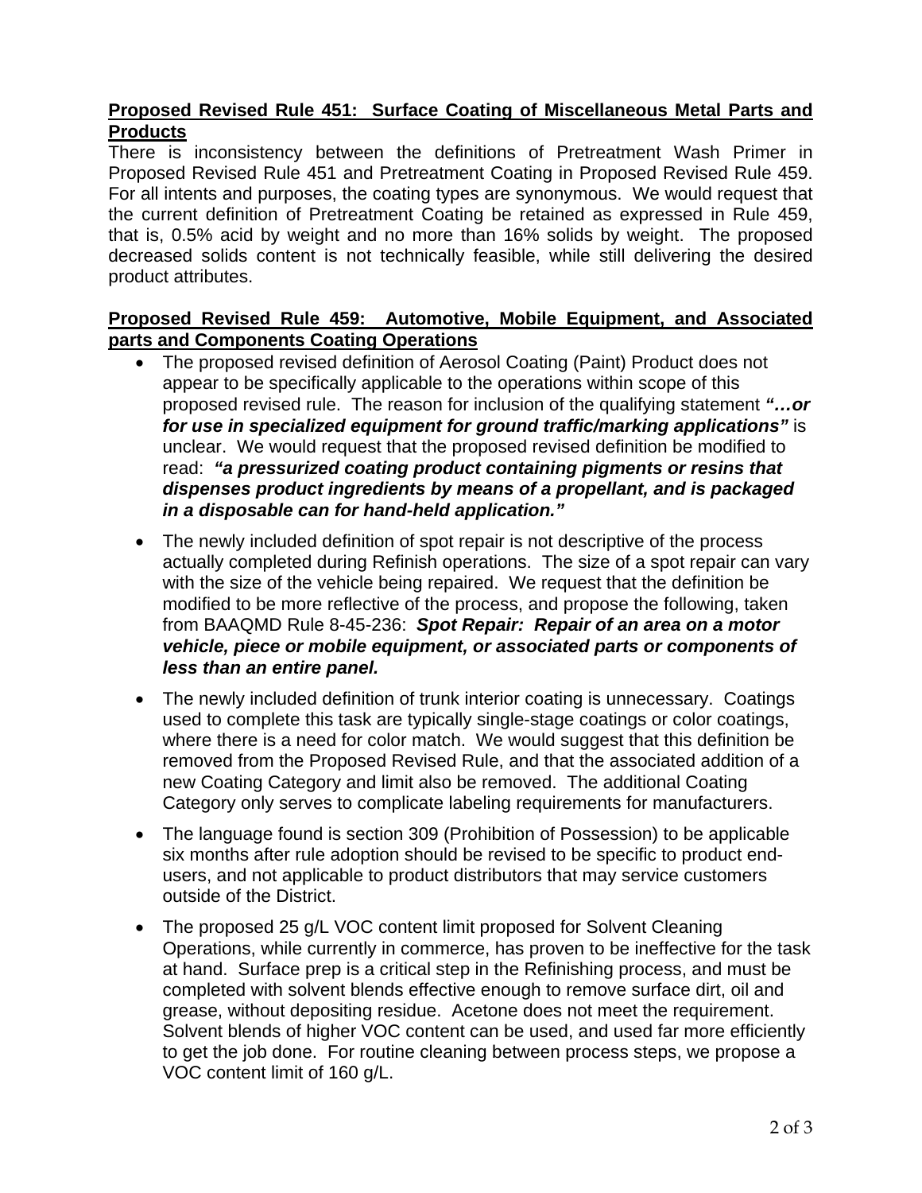**<u>Proposed Revised Rule 451: Surface Coating of Miscellaneous Metal Parts and Products</u>**

There is inconsistency between the definitions of Pretreatment Wash Primer in Proposed Revised Rule 451 and Pretreatment Coating in Proposed Revised Rule 459. For all intents and purposes, the coating types are synonymous. We would request that the current definition of Pretreatment Coating be retained as expressed in Rule 459, that is, 0.5% acid by weight and no more than 16% solids by weight. The proposed decreased solids content is not technically feasible, while still delivering the desired product attributes.

**<u>Proposed Revised Rule 459: Automotive, Mobile Equipment, and Associated parts and Components Coating Operations</u>**

- The proposed revised definition of Aerosol Coating (Paint) Product does not appear to be specifically applicable to the operations within scope of this proposed revised rule. The reason for inclusion of the qualifying statement ***"…or for use in specialized equipment for ground traffic/marking applications"*** is unclear. We would request that the proposed revised definition be modified to read: ***"a pressurized coating product containing pigments or resins that dispenses product ingredients by means of a propellant, and is packaged in a disposable can for hand-held application."***
- The newly included definition of spot repair is not descriptive of the process actually completed during Refinish operations. The size of a spot repair can vary with the size of the vehicle being repaired. We request that the definition be modified to be more reflective of the process, and propose the following, taken from BAAQMD Rule 8-45-236: ***Spot Repair: Repair of an area on a motor vehicle, piece or mobile equipment, or associated parts or components of less than an entire panel.***
- The newly included definition of trunk interior coating is unnecessary. Coatings used to complete this task are typically single-stage coatings or color coatings, where there is a need for color match. We would suggest that this definition be removed from the Proposed Revised Rule, and that the associated addition of a new Coating Category and limit also be removed. The additional Coating Category only serves to complicate labeling requirements for manufacturers.
- The language found is section 309 (Prohibition of Possession) to be applicable six months after rule adoption should be revised to be specific to product end-users, and not applicable to product distributors that may service customers outside of the District.
- The proposed 25 g/L VOC content limit proposed for Solvent Cleaning Operations, while currently in commerce, has proven to be ineffective for the task at hand. Surface prep is a critical step in the Refinishing process, and must be completed with solvent blends effective enough to remove surface dirt, oil and grease, without depositing residue. Acetone does not meet the requirement. Solvent blends of higher VOC content can be used, and used far more efficiently to get the job done. For routine cleaning between process steps, we propose a VOC content limit of 160 g/L.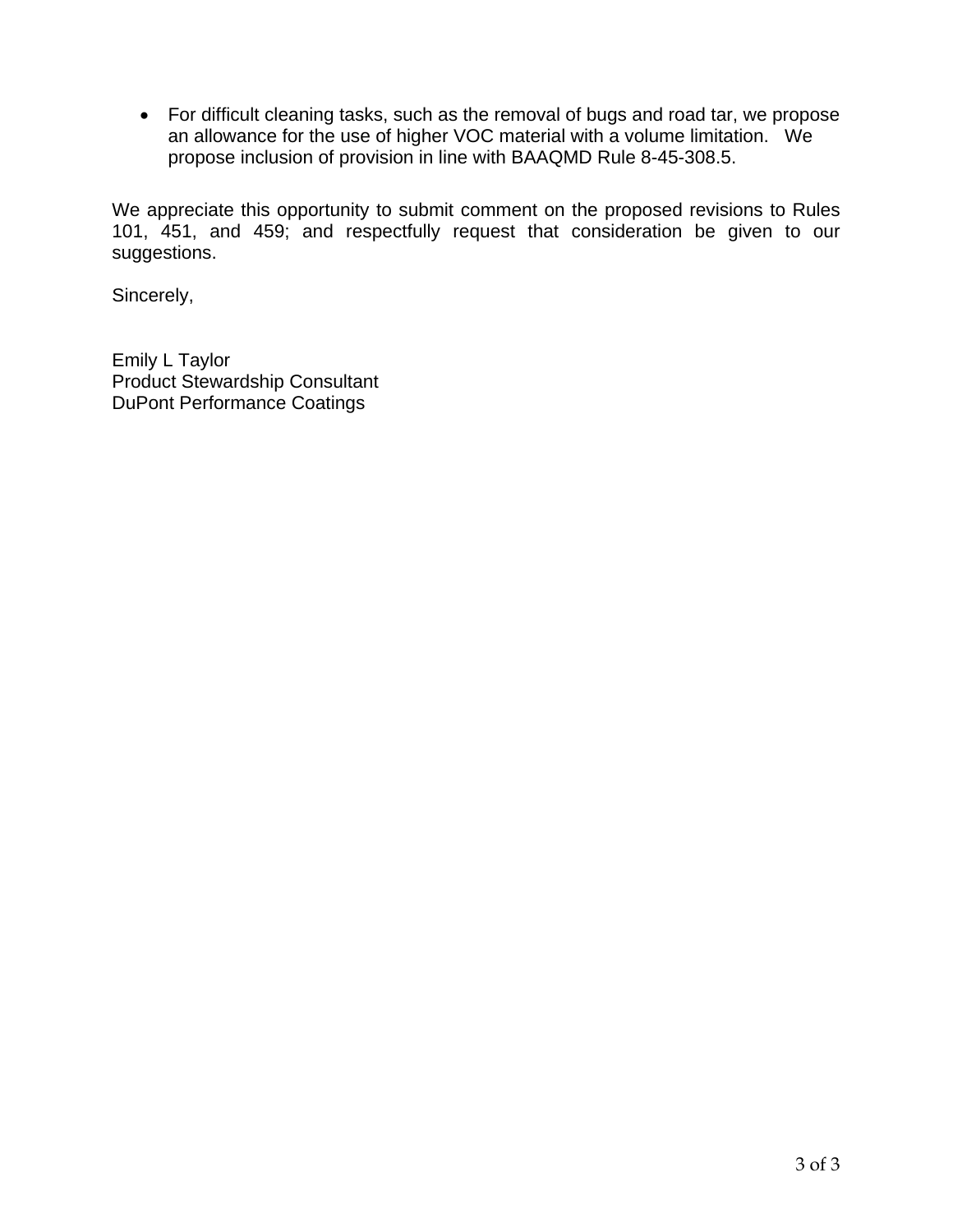- For difficult cleaning tasks, such as the removal of bugs and road tar, we propose an allowance for the use of higher VOC material with a volume limitation. We propose inclusion of provision in line with BAAQMD Rule 8-45-308.5.

We appreciate this opportunity to submit comment on the proposed revisions to Rules 101, 451, and 459; and respectfully request that consideration be given to our suggestions.

Sincerely,

Emily L Taylor
Product Stewardship Consultant
DuPont Performance Coatings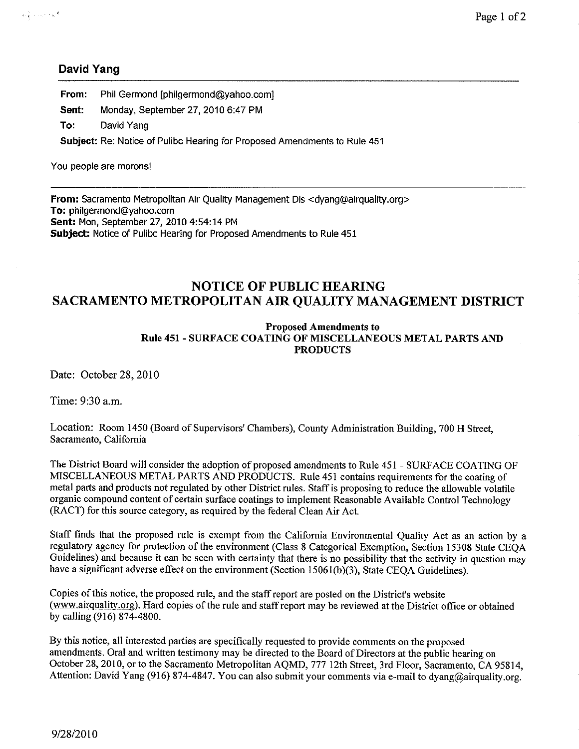**David Yang**

**From:** Phil Germond [philgermond@yahoo.com]

**Sent:** Monday, September 27, 2010 6:47 PM

**To:** David Yang

**Subject:** Re: Notice of Pulibc Hearing for Proposed Amendments to Rule 451

You people are morons!

---

**From:** Sacramento Metropolitan Air Quality Management Dis <dyang@airquality.org>
**To:** philgermond@yahoo.com
**Sent:** Mon, September 27, 2010 4:54:14 PM
**Subject:** Notice of Pulibc Hearing for Proposed Amendments to Rule 451

# NOTICE OF PUBLIC HEARING
# SACRAMENTO METROPOLITAN AIR QUALITY MANAGEMENT DISTRICT

**Proposed Amendments to**
**Rule 451 - SURFACE COATING OF MISCELLANEOUS METAL PARTS AND PRODUCTS**

Date: October 28, 2010

Time: 9:30 a.m.

Location: Room 1450 (Board of Supervisors' Chambers), County Administration Building, 700 H Street, Sacramento, California

The District Board will consider the adoption of proposed amendments to Rule 451 - SURFACE COATING OF MISCELLANEOUS METAL PARTS AND PRODUCTS. Rule 451 contains requirements for the coating of metal parts and products not regulated by other District rules. Staff is proposing to reduce the allowable volatile organic compound content of certain surface coatings to implement Reasonable Available Control Technology (RACT) for this source category, as required by the federal Clean Air Act.

Staff finds that the proposed rule is exempt from the California Environmental Quality Act as an action by a regulatory agency for protection of the environment (Class 8 Categorical Exemption, Section 15308 State CEQA Guidelines) and because it can be seen with certainty that there is no possibility that the activity in question may have a significant adverse effect on the environment (Section 15061(b)(3), State CEQA Guidelines).

Copies of this notice, the proposed rule, and the staff report are posted on the District's website (www.airquality.org). Hard copies of the rule and staff report may be reviewed at the District office or obtained by calling (916) 874-4800.

By this notice, all interested parties are specifically requested to provide comments on the proposed amendments. Oral and written testimony may be directed to the Board of Directors at the public hearing on October 28, 2010, or to the Sacramento Metropolitan AQMD, 777 12th Street, 3rd Floor, Sacramento, CA 95814, Attention: David Yang (916) 874-4847. You can also submit your comments via e-mail to dyang@airquality.org.

9/28/2010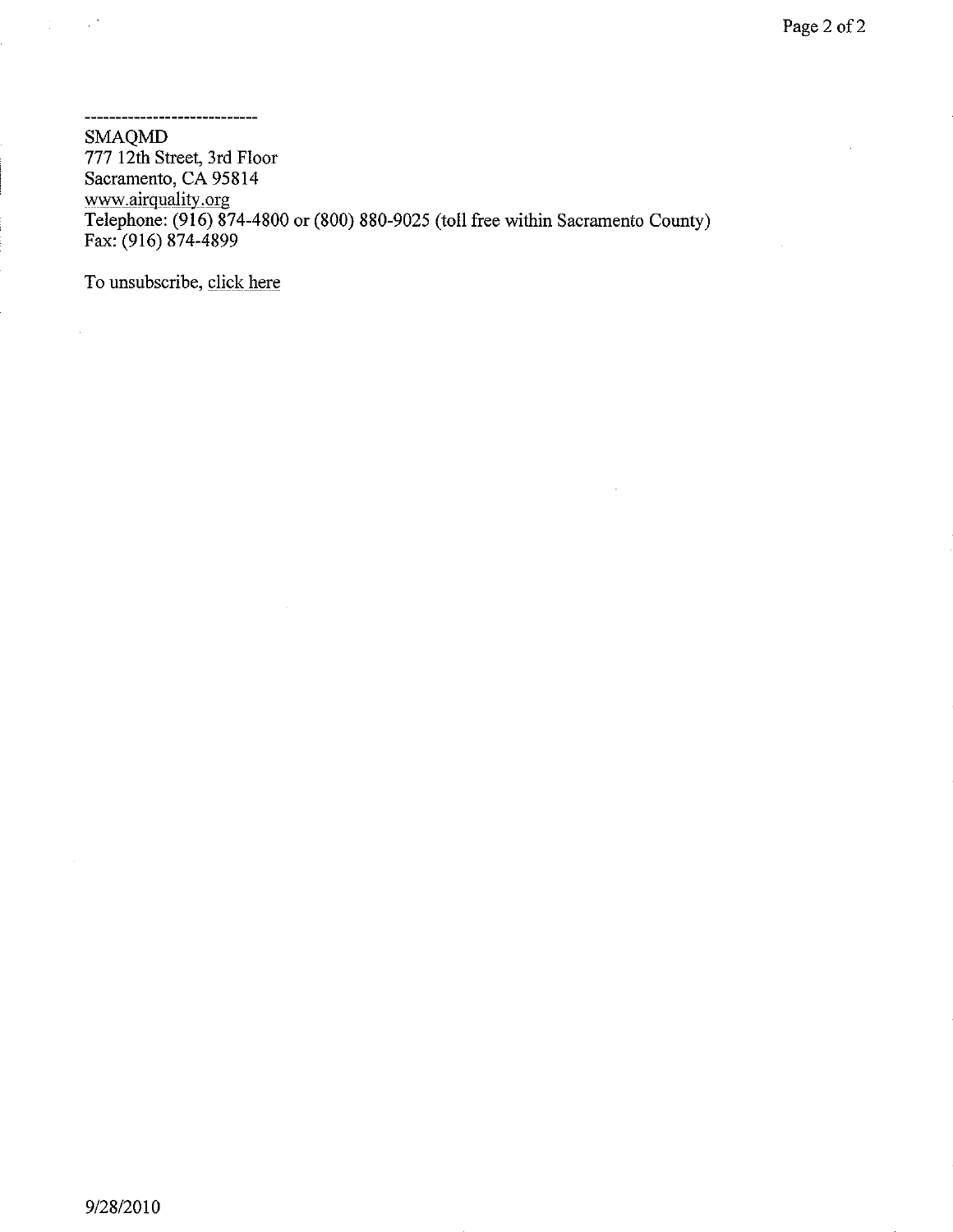-----------------------------

SMAQMD
777 12th Street, 3rd Floor
Sacramento, CA 95814
www.airquality.org
Telephone: (916) 874-4800 or (800) 880-9025 (toll free within Sacramento County)
Fax: (916) 874-4899

To unsubscribe, click here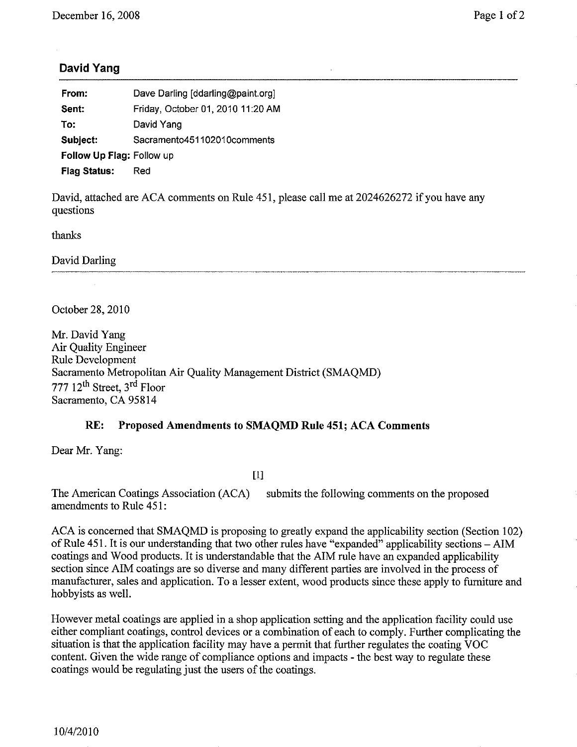## David Yang

| | |
|---|---|
| **From:** | Dave Darling [ddarling@paint.org] |
| **Sent:** | Friday, October 01, 2010 11:20 AM |
| **To:** | David Yang |
| **Subject:** | Sacramento451102010comments |
| **Follow Up Flag:** | Follow up |
| **Flag Status:** | Red |

David, attached are ACA comments on Rule 451, please call me at 2024626272 if you have any questions

thanks

David Darling

---

October 28, 2010

Mr. David Yang
Air Quality Engineer
Rule Development
Sacramento Metropolitan Air Quality Management District (SMAQMD)
777 12th Street, 3rd Floor
Sacramento, CA 95814

**RE: Proposed Amendments to SMAQMD Rule 451; ACA Comments**

Dear Mr. Yang:

[1]

The American Coatings Association (ACA) submits the following comments on the proposed amendments to Rule 451:

ACA is concerned that SMAQMD is proposing to greatly expand the applicability section (Section 102) of Rule 451. It is our understanding that two other rules have "expanded" applicability sections – AIM coatings and Wood products. It is understandable that the AIM rule have an expanded applicability section since AIM coatings are so diverse and many different parties are involved in the process of manufacturer, sales and application. To a lesser extent, wood products since these apply to furniture and hobbyists as well.

However metal coatings are applied in a shop application setting and the application facility could use either compliant coatings, control devices or a combination of each to comply. Further complicating the situation is that the application facility may have a permit that further regulates the coating VOC content. Given the wide range of compliance options and impacts - the best way to regulate these coatings would be regulating just the users of the coatings.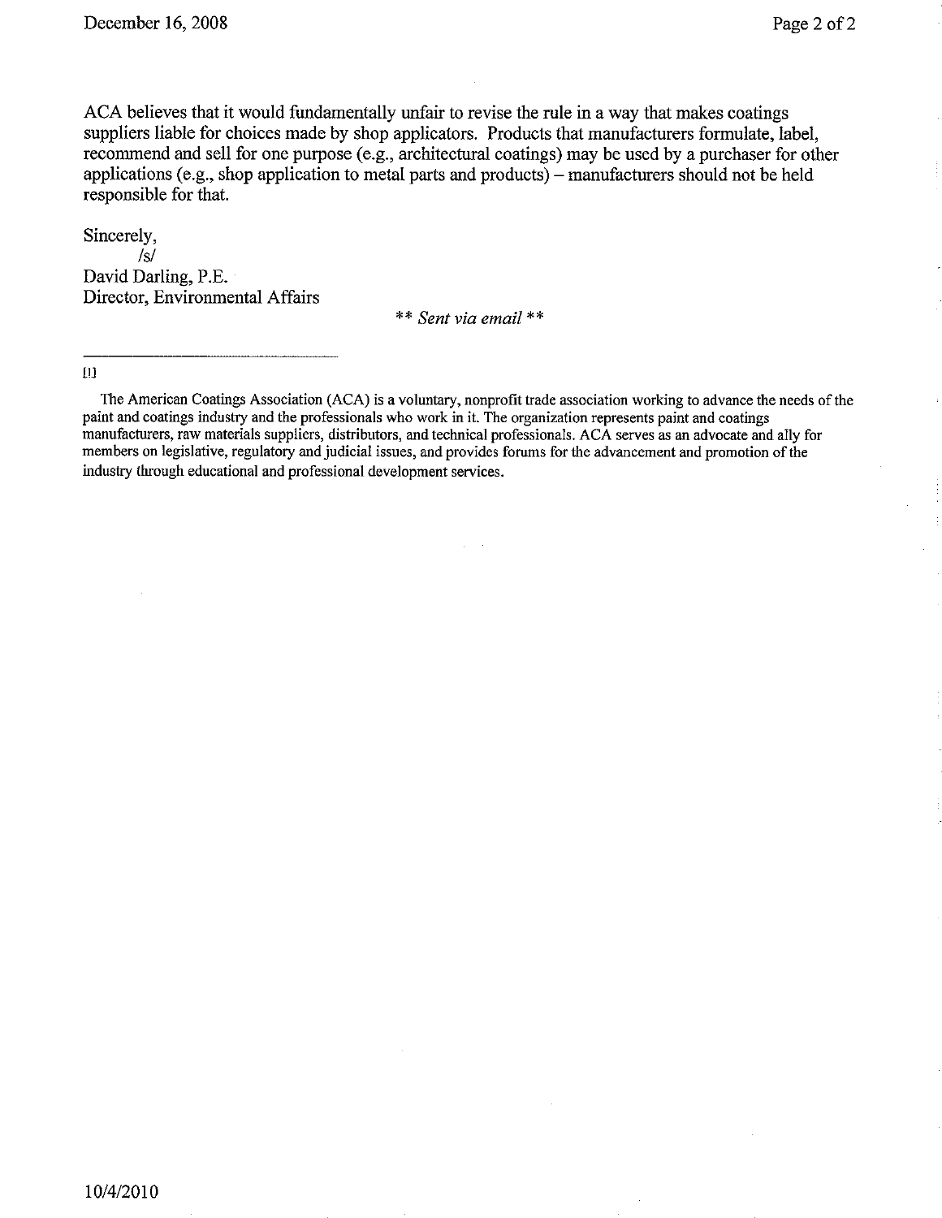ACA believes that it would fundamentally unfair to revise the rule in a way that makes coatings suppliers liable for choices made by shop applicators. Products that manufacturers formulate, label, recommend and sell for one purpose (e.g., architectural coatings) may be used by a purchaser for other applications (e.g., shop application to metal parts and products) – manufacturers should not be held responsible for that.

Sincerely,
/s/
David Darling, P.E.
Director, Environmental Affairs

*** Sent via email ***

---

[1]

The American Coatings Association (ACA) is a voluntary, nonprofit trade association working to advance the needs of the paint and coatings industry and the professionals who work in it. The organization represents paint and coatings manufacturers, raw materials suppliers, distributors, and technical professionals. ACA serves as an advocate and ally for members on legislative, regulatory and judicial issues, and provides forums for the advancement and promotion of the industry through educational and professional development services.